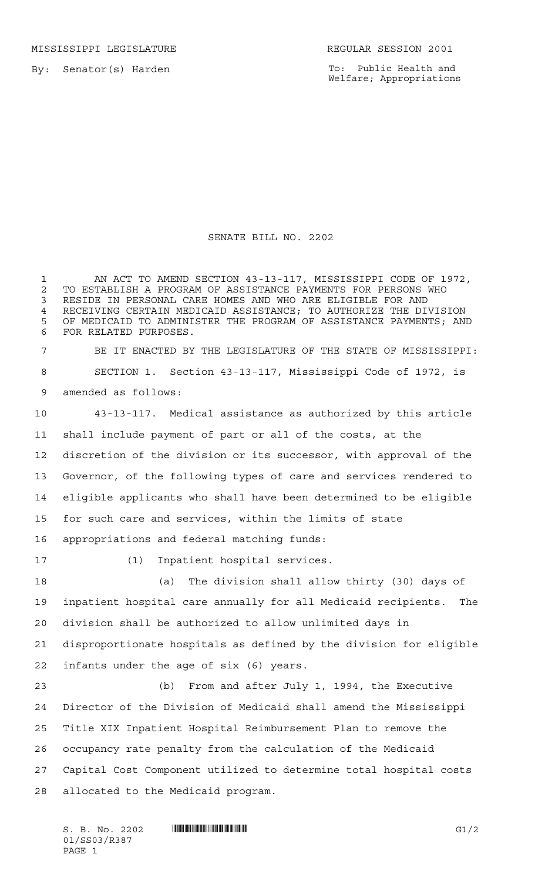MISSISSIPPI LEGISLATURE REGULAR SESSION 2001

By: Senator(s) Harden

To: Public Health and Welfare; Appropriations

# SENATE BILL NO. 2202

AN ACT TO AMEND SECTION 43-13-117, MISSISSIPPI CODE OF 1972, TO ESTABLISH A PROGRAM OF ASSISTANCE PAYMENTS FOR PERSONS WHO RESIDE IN PERSONAL CARE HOMES AND WHO ARE ELIGIBLE FOR AND RECEIVING CERTAIN MEDICAID ASSISTANCE; TO AUTHORIZE THE DIVISION OF MEDICAID TO ADMINISTER THE PROGRAM OF ASSISTANCE PAYMENTS; AND FOR RELATED PURPOSES.

BE IT ENACTED BY THE LEGISLATURE OF THE STATE OF MISSISSIPPI:

SECTION 1. Section 43-13-117, Mississippi Code of 1972, is amended as follows:

43-13-117. Medical assistance as authorized by this article shall include payment of part or all of the costs, at the discretion of the division or its successor, with approval of the Governor, of the following types of care and services rendered to eligible applicants who shall have been determined to be eligible for such care and services, within the limits of state appropriations and federal matching funds:

(1) Inpatient hospital services.

(a) The division shall allow thirty (30) days of inpatient hospital care annually for all Medicaid recipients. The division shall be authorized to allow unlimited days in disproportionate hospitals as defined by the division for eligible infants under the age of six (6) years.

(b) From and after July 1, 1994, the Executive Director of the Division of Medicaid shall amend the Mississippi Title XIX Inpatient Hospital Reimbursement Plan to remove the occupancy rate penalty from the calculation of the Medicaid Capital Cost Component utilized to determine total hospital costs allocated to the Medicaid program.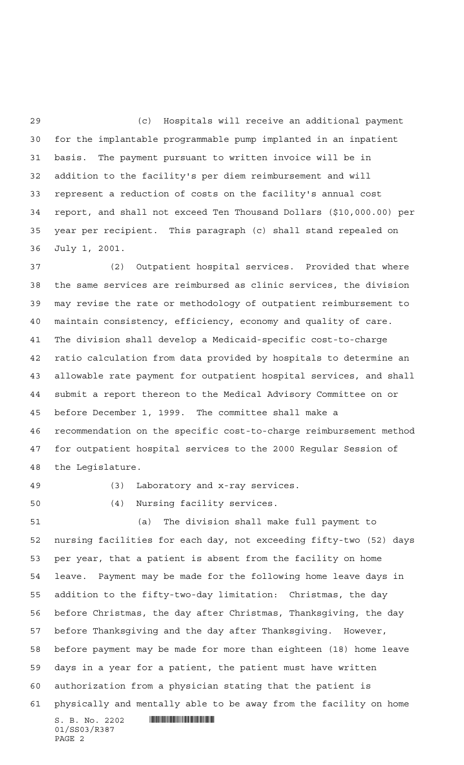(c) Hospitals will receive an additional payment for the implantable programmable pump implanted in an inpatient basis. The payment pursuant to written invoice will be in addition to the facility's per diem reimbursement and will represent a reduction of costs on the facility's annual cost report, and shall not exceed Ten Thousand Dollars ($10,000.00) per year per recipient. This paragraph (c) shall stand repealed on July 1, 2001.

(2) Outpatient hospital services. Provided that where the same services are reimbursed as clinic services, the division may revise the rate or methodology of outpatient reimbursement to maintain consistency, efficiency, economy and quality of care. The division shall develop a Medicaid-specific cost-to-charge ratio calculation from data provided by hospitals to determine an allowable rate payment for outpatient hospital services, and shall submit a report thereon to the Medical Advisory Committee on or before December 1, 1999. The committee shall make a recommendation on the specific cost-to-charge reimbursement method for outpatient hospital services to the 2000 Regular Session of the Legislature.

(3) Laboratory and x-ray services.

(4) Nursing facility services.

(a) The division shall make full payment to nursing facilities for each day, not exceeding fifty-two (52) days per year, that a patient is absent from the facility on home leave. Payment may be made for the following home leave days in addition to the fifty-two-day limitation: Christmas, the day before Christmas, the day after Christmas, Thanksgiving, the day before Thanksgiving and the day after Thanksgiving. However, before payment may be made for more than eighteen (18) home leave days in a year for a patient, the patient must have written authorization from a physician stating that the patient is physically and mentally able to be away from the facility on home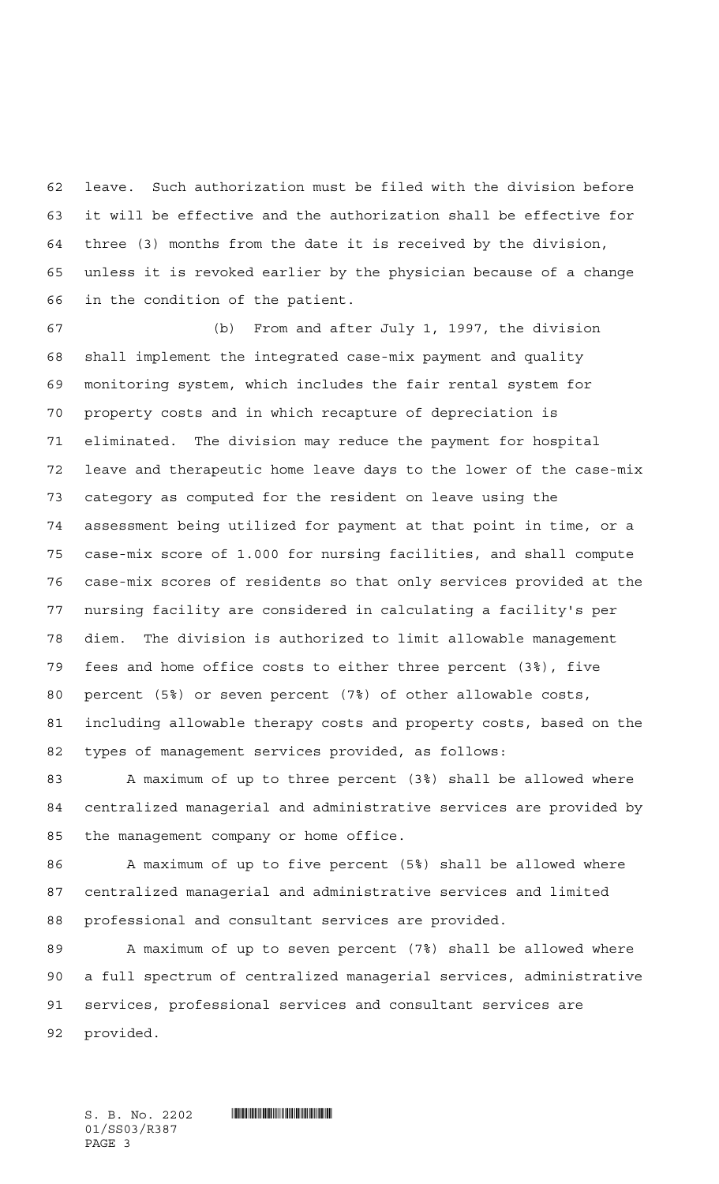leave. Such authorization must be filed with the division before it will be effective and the authorization shall be effective for three (3) months from the date it is received by the division, unless it is revoked earlier by the physician because of a change in the condition of the patient.

(b) From and after July 1, 1997, the division shall implement the integrated case-mix payment and quality monitoring system, which includes the fair rental system for property costs and in which recapture of depreciation is eliminated. The division may reduce the payment for hospital leave and therapeutic home leave days to the lower of the case-mix category as computed for the resident on leave using the assessment being utilized for payment at that point in time, or a case-mix score of 1.000 for nursing facilities, and shall compute case-mix scores of residents so that only services provided at the nursing facility are considered in calculating a facility's per diem. The division is authorized to limit allowable management fees and home office costs to either three percent (3%), five percent (5%) or seven percent (7%) of other allowable costs, including allowable therapy costs and property costs, based on the types of management services provided, as follows:

A maximum of up to three percent (3%) shall be allowed where centralized managerial and administrative services are provided by the management company or home office.

A maximum of up to five percent (5%) shall be allowed where centralized managerial and administrative services and limited professional and consultant services are provided.

A maximum of up to seven percent (7%) shall be allowed where a full spectrum of centralized managerial services, administrative services, professional services and consultant services are provided.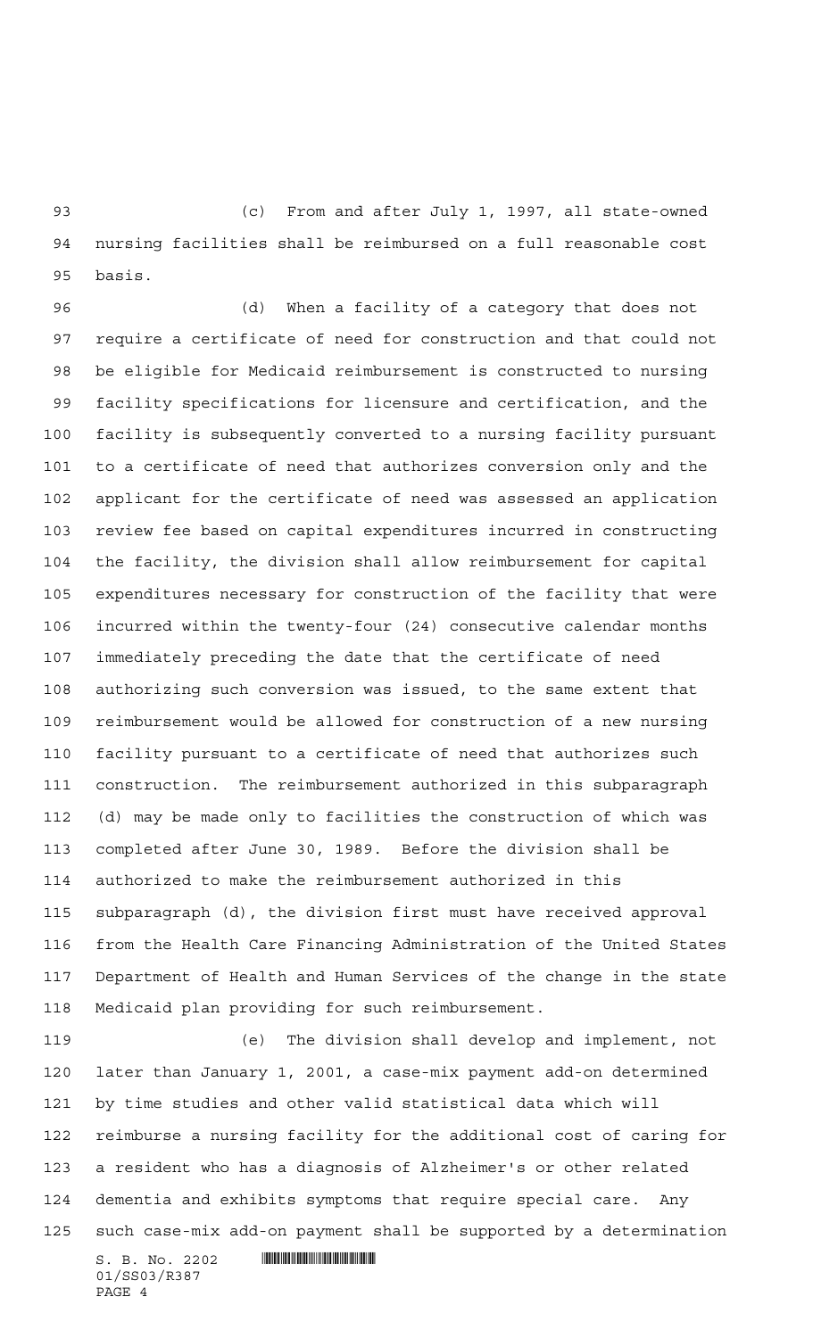(c) From and after July 1, 1997, all state-owned nursing facilities shall be reimbursed on a full reasonable cost basis.

(d) When a facility of a category that does not require a certificate of need for construction and that could not be eligible for Medicaid reimbursement is constructed to nursing facility specifications for licensure and certification, and the facility is subsequently converted to a nursing facility pursuant to a certificate of need that authorizes conversion only and the applicant for the certificate of need was assessed an application review fee based on capital expenditures incurred in constructing the facility, the division shall allow reimbursement for capital expenditures necessary for construction of the facility that were incurred within the twenty-four (24) consecutive calendar months immediately preceding the date that the certificate of need authorizing such conversion was issued, to the same extent that reimbursement would be allowed for construction of a new nursing facility pursuant to a certificate of need that authorizes such construction. The reimbursement authorized in this subparagraph (d) may be made only to facilities the construction of which was completed after June 30, 1989. Before the division shall be authorized to make the reimbursement authorized in this subparagraph (d), the division first must have received approval from the Health Care Financing Administration of the United States Department of Health and Human Services of the change in the state Medicaid plan providing for such reimbursement.

(e) The division shall develop and implement, not later than January 1, 2001, a case-mix payment add-on determined by time studies and other valid statistical data which will reimburse a nursing facility for the additional cost of caring for a resident who has a diagnosis of Alzheimer's or other related dementia and exhibits symptoms that require special care. Any such case-mix add-on payment shall be supported by a determination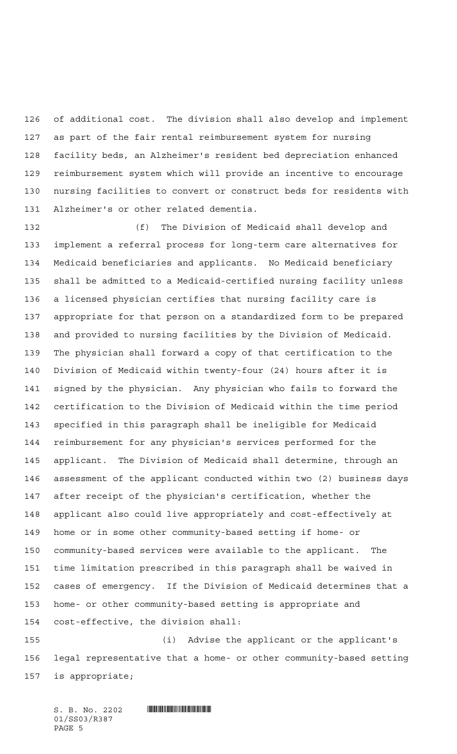of additional cost. The division shall also develop and implement as part of the fair rental reimbursement system for nursing facility beds, an Alzheimer's resident bed depreciation enhanced reimbursement system which will provide an incentive to encourage nursing facilities to convert or construct beds for residents with Alzheimer's or other related dementia.

(f) The Division of Medicaid shall develop and implement a referral process for long-term care alternatives for Medicaid beneficiaries and applicants. No Medicaid beneficiary shall be admitted to a Medicaid-certified nursing facility unless a licensed physician certifies that nursing facility care is appropriate for that person on a standardized form to be prepared and provided to nursing facilities by the Division of Medicaid. The physician shall forward a copy of that certification to the Division of Medicaid within twenty-four (24) hours after it is signed by the physician. Any physician who fails to forward the certification to the Division of Medicaid within the time period specified in this paragraph shall be ineligible for Medicaid reimbursement for any physician's services performed for the applicant. The Division of Medicaid shall determine, through an assessment of the applicant conducted within two (2) business days after receipt of the physician's certification, whether the applicant also could live appropriately and cost-effectively at home or in some other community-based setting if home- or community-based services were available to the applicant. The time limitation prescribed in this paragraph shall be waived in cases of emergency. If the Division of Medicaid determines that a home- or other community-based setting is appropriate and cost-effective, the division shall:

(i) Advise the applicant or the applicant's legal representative that a home- or other community-based setting is appropriate;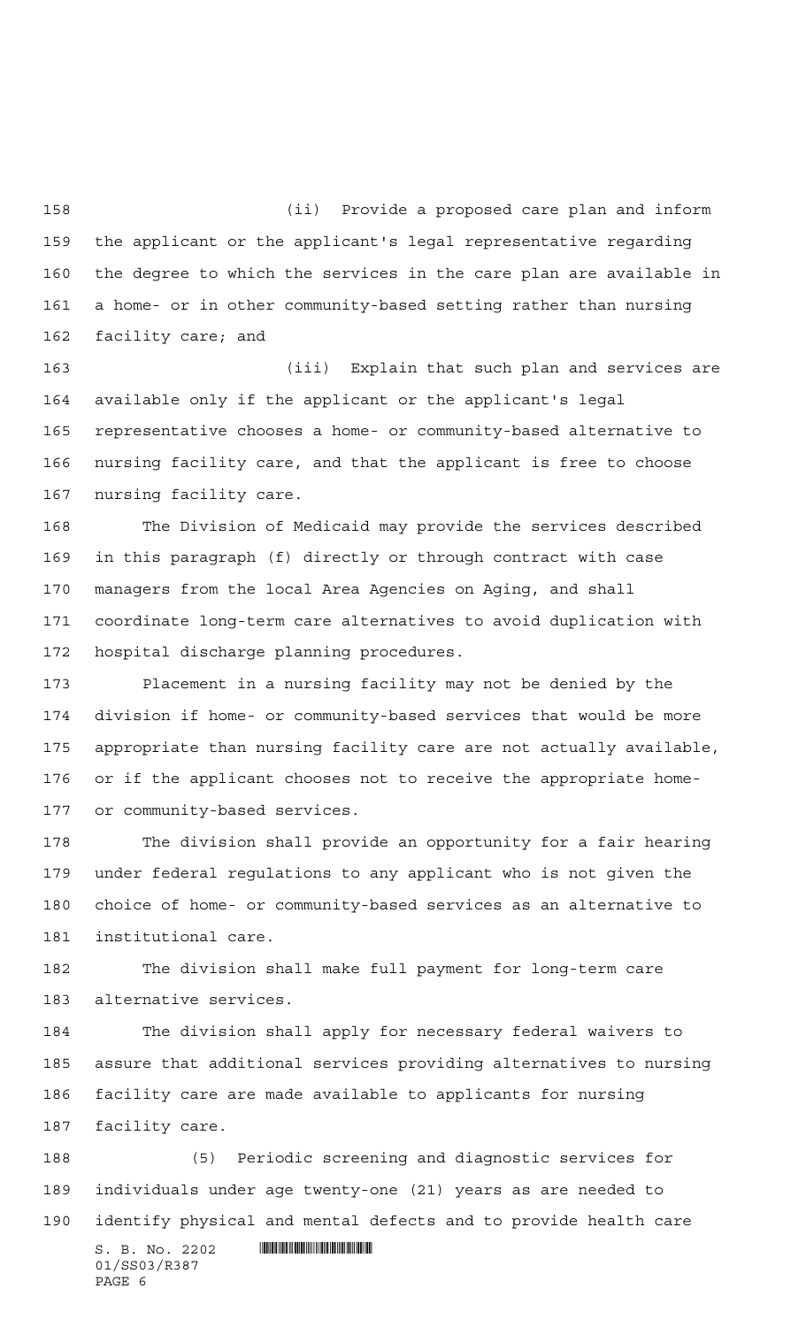(ii) Provide a proposed care plan and inform the applicant or the applicant's legal representative regarding the degree to which the services in the care plan are available in a home- or in other community-based setting rather than nursing facility care; and

(iii) Explain that such plan and services are available only if the applicant or the applicant's legal representative chooses a home- or community-based alternative to nursing facility care, and that the applicant is free to choose nursing facility care.

The Division of Medicaid may provide the services described in this paragraph (f) directly or through contract with case managers from the local Area Agencies on Aging, and shall coordinate long-term care alternatives to avoid duplication with hospital discharge planning procedures.

Placement in a nursing facility may not be denied by the division if home- or community-based services that would be more appropriate than nursing facility care are not actually available, or if the applicant chooses not to receive the appropriate home- or community-based services.

The division shall provide an opportunity for a fair hearing under federal regulations to any applicant who is not given the choice of home- or community-based services as an alternative to institutional care.

The division shall make full payment for long-term care alternative services.

The division shall apply for necessary federal waivers to assure that additional services providing alternatives to nursing facility care are made available to applicants for nursing facility care.

(5) Periodic screening and diagnostic services for individuals under age twenty-one (21) years as are needed to identify physical and mental defects and to provide health care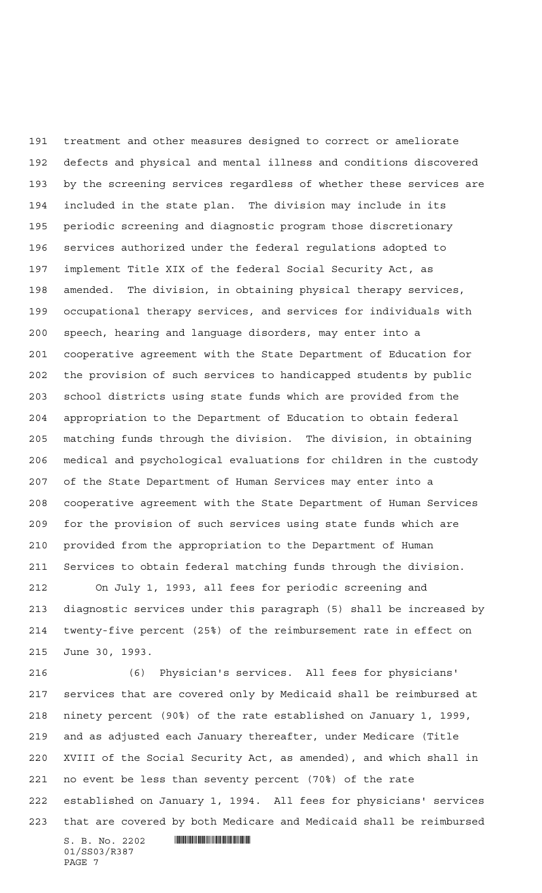treatment and other measures designed to correct or ameliorate defects and physical and mental illness and conditions discovered by the screening services regardless of whether these services are included in the state plan. The division may include in its periodic screening and diagnostic program those discretionary services authorized under the federal regulations adopted to implement Title XIX of the federal Social Security Act, as amended. The division, in obtaining physical therapy services, occupational therapy services, and services for individuals with speech, hearing and language disorders, may enter into a cooperative agreement with the State Department of Education for the provision of such services to handicapped students by public school districts using state funds which are provided from the appropriation to the Department of Education to obtain federal matching funds through the division. The division, in obtaining medical and psychological evaluations for children in the custody of the State Department of Human Services may enter into a cooperative agreement with the State Department of Human Services for the provision of such services using state funds which are provided from the appropriation to the Department of Human Services to obtain federal matching funds through the division.

On July 1, 1993, all fees for periodic screening and diagnostic services under this paragraph (5) shall be increased by twenty-five percent (25%) of the reimbursement rate in effect on June 30, 1993.

(6) Physician's services. All fees for physicians' services that are covered only by Medicaid shall be reimbursed at ninety percent (90%) of the rate established on January 1, 1999, and as adjusted each January thereafter, under Medicare (Title XVIII of the Social Security Act, as amended), and which shall in no event be less than seventy percent (70%) of the rate established on January 1, 1994. All fees for physicians' services that are covered by both Medicare and Medicaid shall be reimbursed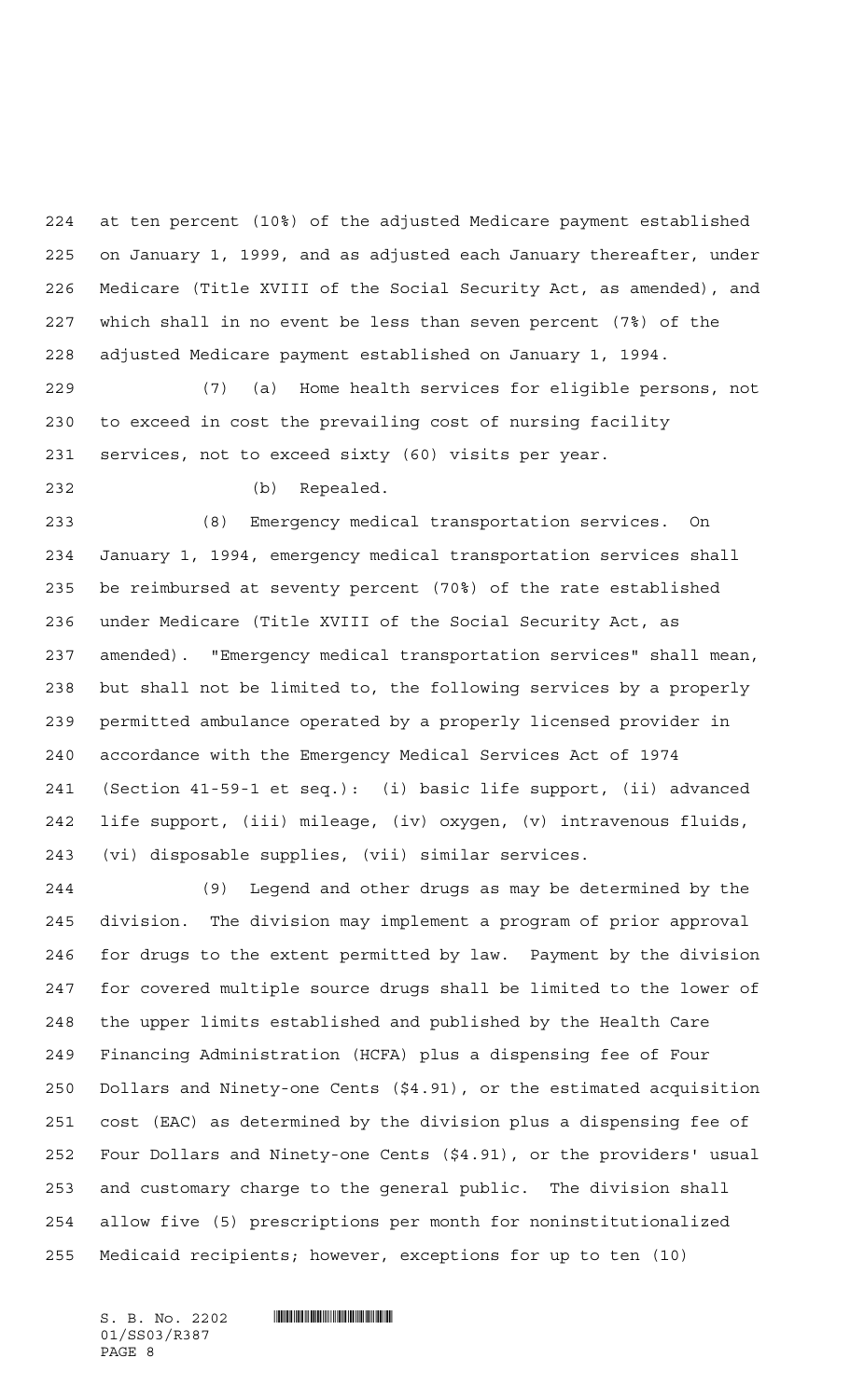at ten percent (10%) of the adjusted Medicare payment established on January 1, 1999, and as adjusted each January thereafter, under Medicare (Title XVIII of the Social Security Act, as amended), and which shall in no event be less than seven percent (7%) of the adjusted Medicare payment established on January 1, 1994.

(7) (a) Home health services for eligible persons, not to exceed in cost the prevailing cost of nursing facility services, not to exceed sixty (60) visits per year.

(b) Repealed.

(8) Emergency medical transportation services. On January 1, 1994, emergency medical transportation services shall be reimbursed at seventy percent (70%) of the rate established under Medicare (Title XVIII of the Social Security Act, as amended). "Emergency medical transportation services" shall mean, but shall not be limited to, the following services by a properly permitted ambulance operated by a properly licensed provider in accordance with the Emergency Medical Services Act of 1974 (Section 41-59-1 et seq.): (i) basic life support, (ii) advanced life support, (iii) mileage, (iv) oxygen, (v) intravenous fluids, (vi) disposable supplies, (vii) similar services.

(9) Legend and other drugs as may be determined by the division. The division may implement a program of prior approval for drugs to the extent permitted by law. Payment by the division for covered multiple source drugs shall be limited to the lower of the upper limits established and published by the Health Care Financing Administration (HCFA) plus a dispensing fee of Four Dollars and Ninety-one Cents ($4.91), or the estimated acquisition cost (EAC) as determined by the division plus a dispensing fee of Four Dollars and Ninety-one Cents ($4.91), or the providers' usual and customary charge to the general public. The division shall allow five (5) prescriptions per month for noninstitutionalized Medicaid recipients; however, exceptions for up to ten (10)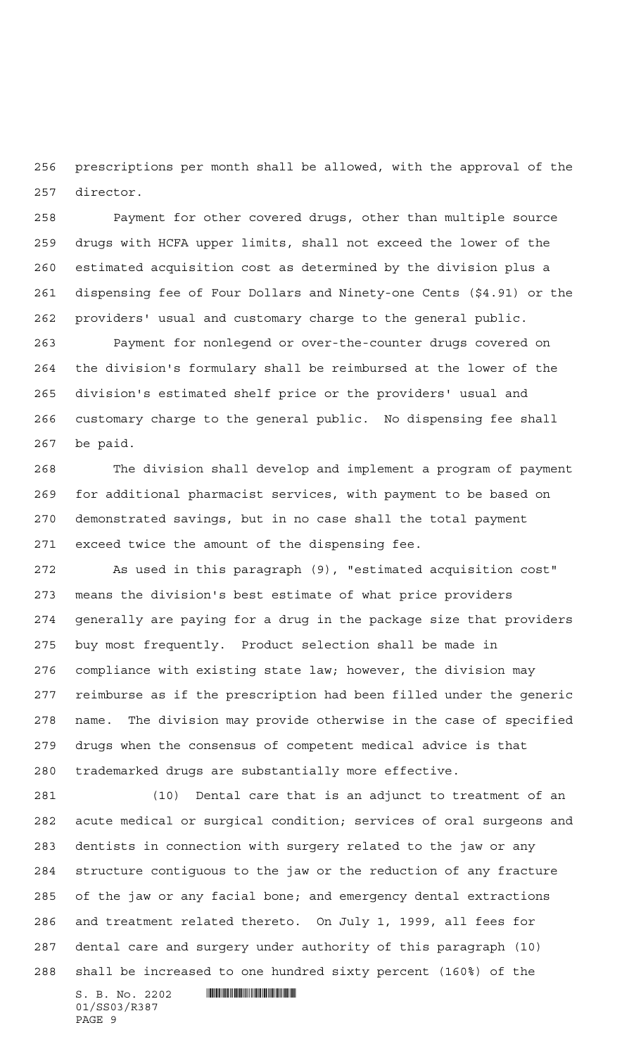prescriptions per month shall be allowed, with the approval of the director.

Payment for other covered drugs, other than multiple source drugs with HCFA upper limits, shall not exceed the lower of the estimated acquisition cost as determined by the division plus a dispensing fee of Four Dollars and Ninety-one Cents ($4.91) or the providers' usual and customary charge to the general public.

Payment for nonlegend or over-the-counter drugs covered on the division's formulary shall be reimbursed at the lower of the division's estimated shelf price or the providers' usual and customary charge to the general public. No dispensing fee shall be paid.

The division shall develop and implement a program of payment for additional pharmacist services, with payment to be based on demonstrated savings, but in no case shall the total payment exceed twice the amount of the dispensing fee.

As used in this paragraph (9), "estimated acquisition cost" means the division's best estimate of what price providers generally are paying for a drug in the package size that providers buy most frequently. Product selection shall be made in compliance with existing state law; however, the division may reimburse as if the prescription had been filled under the generic name. The division may provide otherwise in the case of specified drugs when the consensus of competent medical advice is that trademarked drugs are substantially more effective.

(10) Dental care that is an adjunct to treatment of an acute medical or surgical condition; services of oral surgeons and dentists in connection with surgery related to the jaw or any structure contiguous to the jaw or the reduction of any fracture of the jaw or any facial bone; and emergency dental extractions and treatment related thereto. On July 1, 1999, all fees for dental care and surgery under authority of this paragraph (10) shall be increased to one hundred sixty percent (160%) of the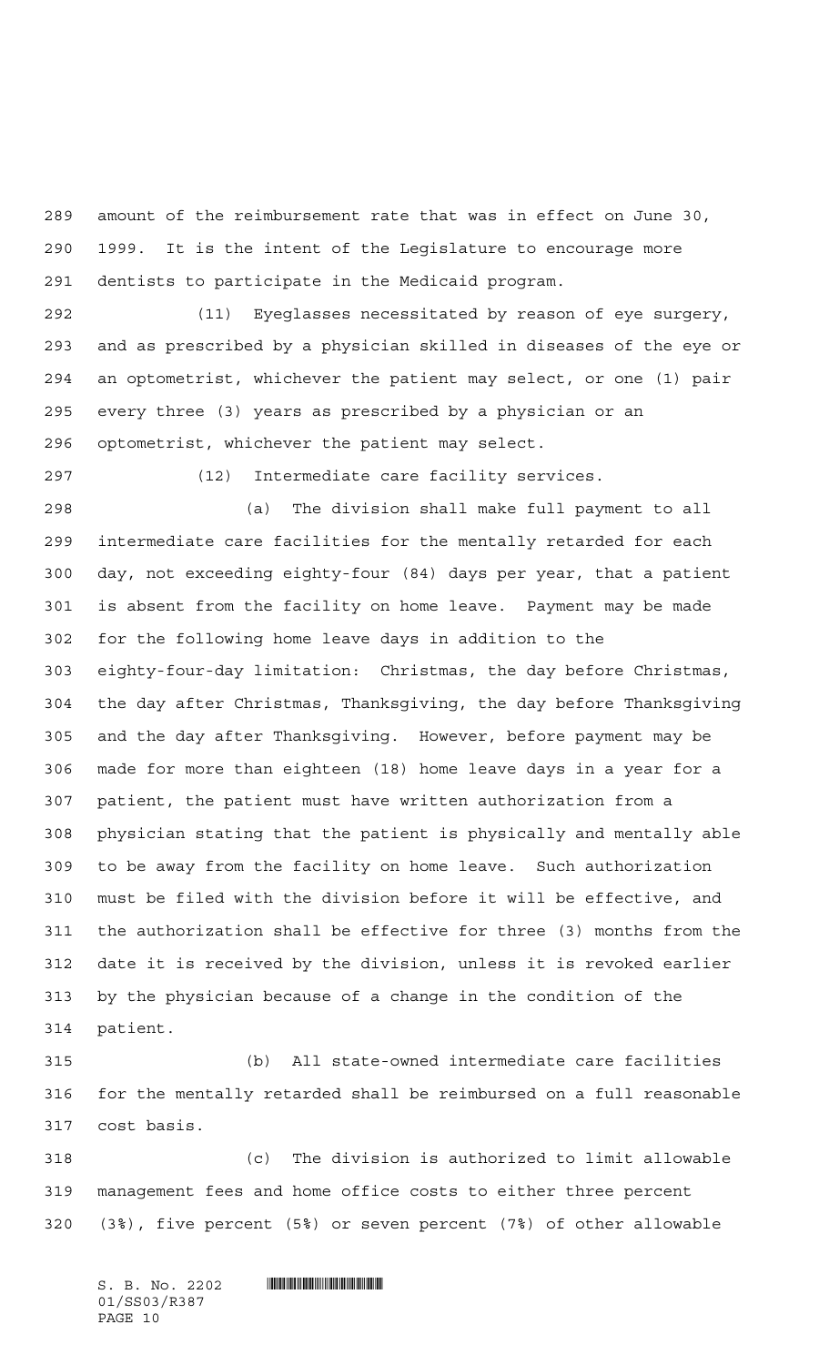amount of the reimbursement rate that was in effect on June 30, 1999. It is the intent of the Legislature to encourage more dentists to participate in the Medicaid program.

(11) Eyeglasses necessitated by reason of eye surgery, and as prescribed by a physician skilled in diseases of the eye or an optometrist, whichever the patient may select, or one (1) pair every three (3) years as prescribed by a physician or an optometrist, whichever the patient may select.

(12) Intermediate care facility services.

(a) The division shall make full payment to all intermediate care facilities for the mentally retarded for each day, not exceeding eighty-four (84) days per year, that a patient is absent from the facility on home leave. Payment may be made for the following home leave days in addition to the eighty-four-day limitation: Christmas, the day before Christmas, the day after Christmas, Thanksgiving, the day before Thanksgiving and the day after Thanksgiving. However, before payment may be made for more than eighteen (18) home leave days in a year for a patient, the patient must have written authorization from a physician stating that the patient is physically and mentally able to be away from the facility on home leave. Such authorization must be filed with the division before it will be effective, and the authorization shall be effective for three (3) months from the date it is received by the division, unless it is revoked earlier by the physician because of a change in the condition of the patient.

(b) All state-owned intermediate care facilities for the mentally retarded shall be reimbursed on a full reasonable cost basis.

(c) The division is authorized to limit allowable management fees and home office costs to either three percent (3%), five percent (5%) or seven percent (7%) of other allowable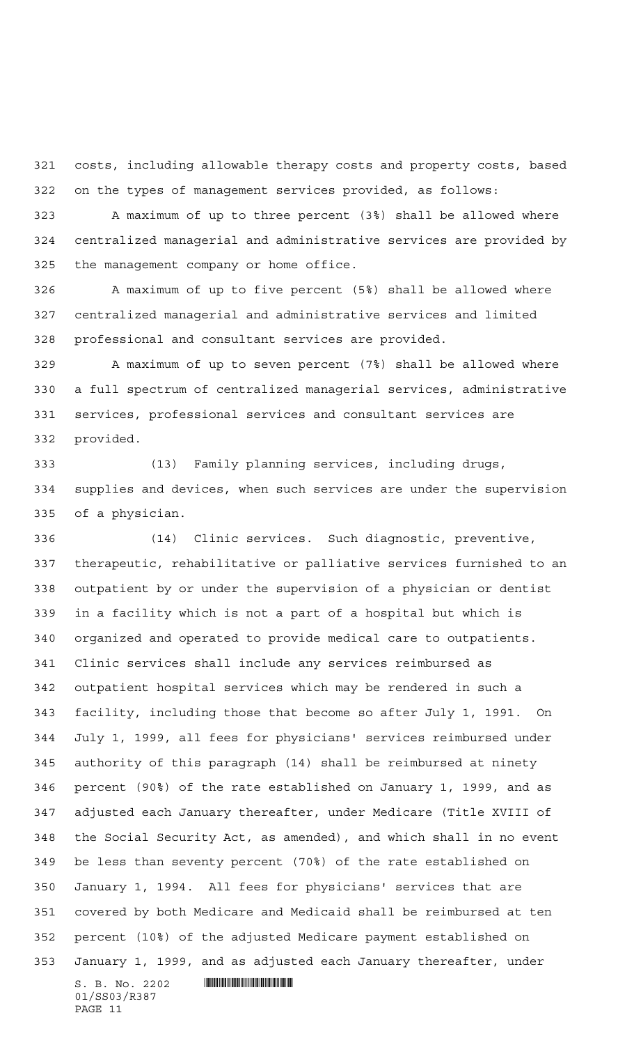costs, including allowable therapy costs and property costs, based on the types of management services provided, as follows:

A maximum of up to three percent (3%) shall be allowed where centralized managerial and administrative services are provided by the management company or home office.

A maximum of up to five percent (5%) shall be allowed where centralized managerial and administrative services and limited professional and consultant services are provided.

A maximum of up to seven percent (7%) shall be allowed where a full spectrum of centralized managerial services, administrative services, professional services and consultant services are provided.

(13) Family planning services, including drugs, supplies and devices, when such services are under the supervision of a physician.

(14) Clinic services. Such diagnostic, preventive, therapeutic, rehabilitative or palliative services furnished to an outpatient by or under the supervision of a physician or dentist in a facility which is not a part of a hospital but which is organized and operated to provide medical care to outpatients. Clinic services shall include any services reimbursed as outpatient hospital services which may be rendered in such a facility, including those that become so after July 1, 1991. On July 1, 1999, all fees for physicians' services reimbursed under authority of this paragraph (14) shall be reimbursed at ninety percent (90%) of the rate established on January 1, 1999, and as adjusted each January thereafter, under Medicare (Title XVIII of the Social Security Act, as amended), and which shall in no event be less than seventy percent (70%) of the rate established on January 1, 1994. All fees for physicians' services that are covered by both Medicare and Medicaid shall be reimbursed at ten percent (10%) of the adjusted Medicare payment established on January 1, 1999, and as adjusted each January thereafter, under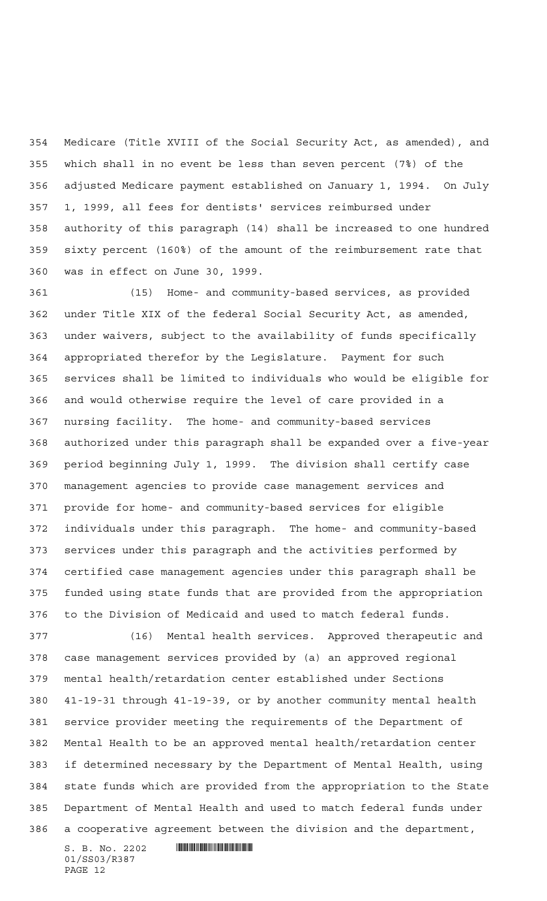Medicare (Title XVIII of the Social Security Act, as amended), and which shall in no event be less than seven percent (7%) of the adjusted Medicare payment established on January 1, 1994. On July 1, 1999, all fees for dentists' services reimbursed under authority of this paragraph (14) shall be increased to one hundred sixty percent (160%) of the amount of the reimbursement rate that was in effect on June 30, 1999.

(15) Home- and community-based services, as provided under Title XIX of the federal Social Security Act, as amended, under waivers, subject to the availability of funds specifically appropriated therefor by the Legislature. Payment for such services shall be limited to individuals who would be eligible for and would otherwise require the level of care provided in a nursing facility. The home- and community-based services authorized under this paragraph shall be expanded over a five-year period beginning July 1, 1999. The division shall certify case management agencies to provide case management services and provide for home- and community-based services for eligible individuals under this paragraph. The home- and community-based services under this paragraph and the activities performed by certified case management agencies under this paragraph shall be funded using state funds that are provided from the appropriation to the Division of Medicaid and used to match federal funds.

(16) Mental health services. Approved therapeutic and case management services provided by (a) an approved regional mental health/retardation center established under Sections 41-19-31 through 41-19-39, or by another community mental health service provider meeting the requirements of the Department of Mental Health to be an approved mental health/retardation center if determined necessary by the Department of Mental Health, using state funds which are provided from the appropriation to the State Department of Mental Health and used to match federal funds under a cooperative agreement between the division and the department,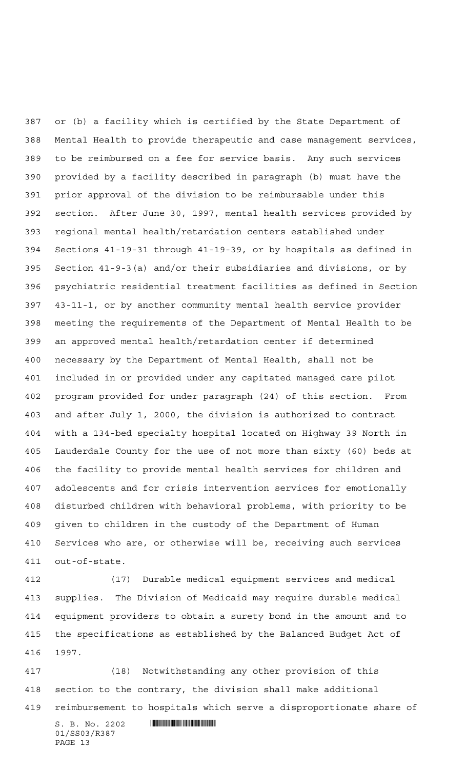or (b) a facility which is certified by the State Department of Mental Health to provide therapeutic and case management services, to be reimbursed on a fee for service basis. Any such services provided by a facility described in paragraph (b) must have the prior approval of the division to be reimbursable under this section. After June 30, 1997, mental health services provided by regional mental health/retardation centers established under Sections 41-19-31 through 41-19-39, or by hospitals as defined in Section 41-9-3(a) and/or their subsidiaries and divisions, or by psychiatric residential treatment facilities as defined in Section 43-11-1, or by another community mental health service provider meeting the requirements of the Department of Mental Health to be an approved mental health/retardation center if determined necessary by the Department of Mental Health, shall not be included in or provided under any capitated managed care pilot program provided for under paragraph (24) of this section. From and after July 1, 2000, the division is authorized to contract with a 134-bed specialty hospital located on Highway 39 North in Lauderdale County for the use of not more than sixty (60) beds at the facility to provide mental health services for children and adolescents and for crisis intervention services for emotionally disturbed children with behavioral problems, with priority to be given to children in the custody of the Department of Human Services who are, or otherwise will be, receiving such services out-of-state.

(17) Durable medical equipment services and medical supplies. The Division of Medicaid may require durable medical equipment providers to obtain a surety bond in the amount and to the specifications as established by the Balanced Budget Act of 1997.

(18) Notwithstanding any other provision of this section to the contrary, the division shall make additional reimbursement to hospitals which serve a disproportionate share of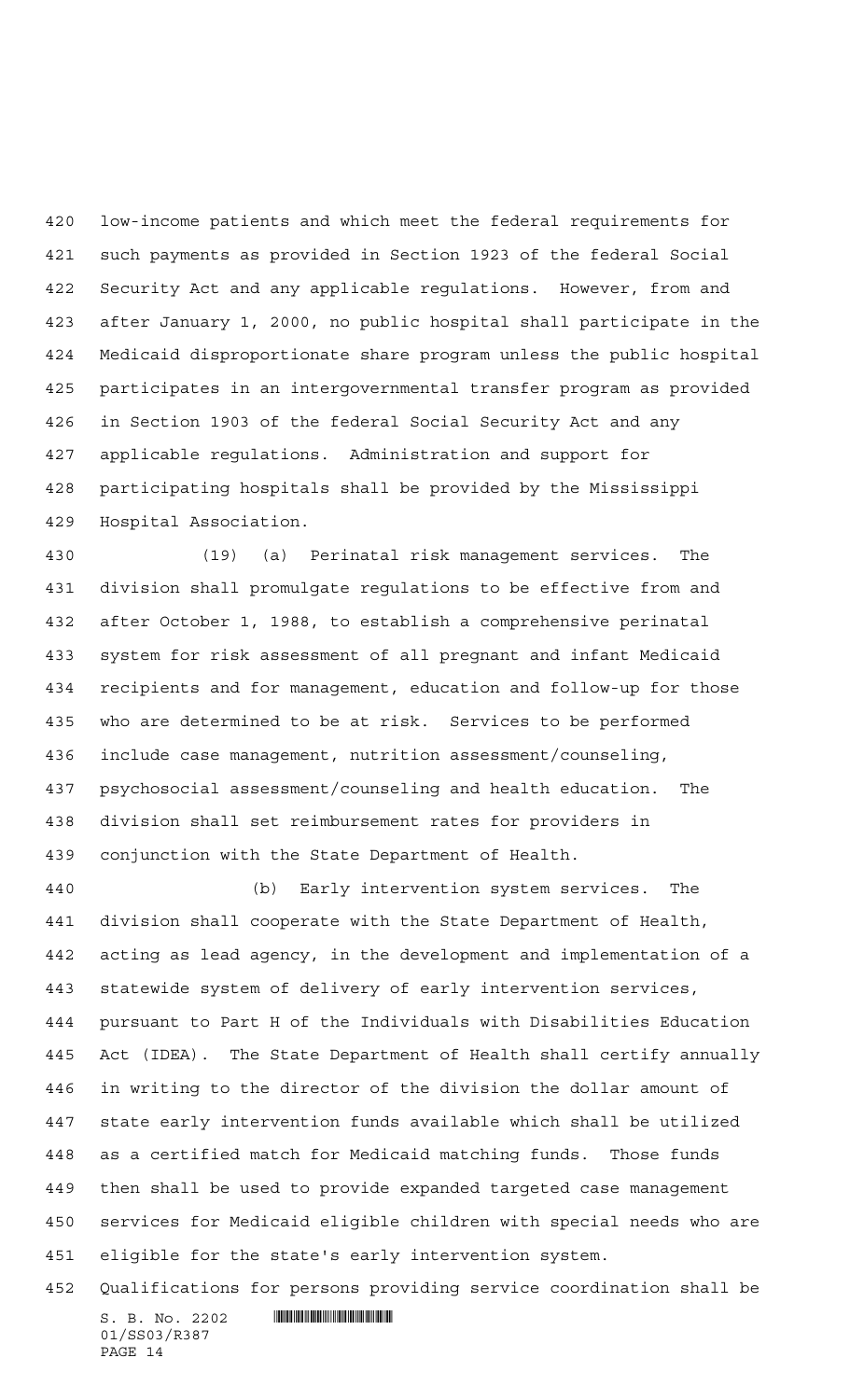low-income patients and which meet the federal requirements for such payments as provided in Section 1923 of the federal Social Security Act and any applicable regulations. However, from and after January 1, 2000, no public hospital shall participate in the Medicaid disproportionate share program unless the public hospital participates in an intergovernmental transfer program as provided in Section 1903 of the federal Social Security Act and any applicable regulations. Administration and support for participating hospitals shall be provided by the Mississippi Hospital Association.

(19) (a) Perinatal risk management services. The division shall promulgate regulations to be effective from and after October 1, 1988, to establish a comprehensive perinatal system for risk assessment of all pregnant and infant Medicaid recipients and for management, education and follow-up for those who are determined to be at risk. Services to be performed include case management, nutrition assessment/counseling, psychosocial assessment/counseling and health education. The division shall set reimbursement rates for providers in conjunction with the State Department of Health.

(b) Early intervention system services. The division shall cooperate with the State Department of Health, acting as lead agency, in the development and implementation of a statewide system of delivery of early intervention services, pursuant to Part H of the Individuals with Disabilities Education Act (IDEA). The State Department of Health shall certify annually in writing to the director of the division the dollar amount of state early intervention funds available which shall be utilized as a certified match for Medicaid matching funds. Those funds then shall be used to provide expanded targeted case management services for Medicaid eligible children with special needs who are eligible for the state's early intervention system. Qualifications for persons providing service coordination shall be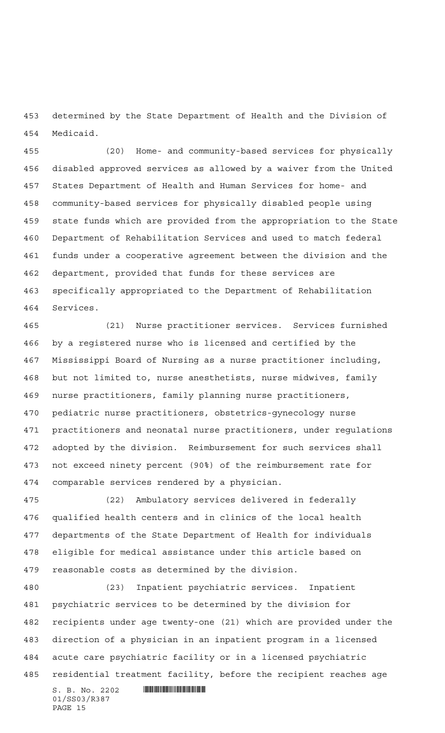determined by the State Department of Health and the Division of Medicaid.

(20) Home- and community-based services for physically disabled approved services as allowed by a waiver from the United States Department of Health and Human Services for home- and community-based services for physically disabled people using state funds which are provided from the appropriation to the State Department of Rehabilitation Services and used to match federal funds under a cooperative agreement between the division and the department, provided that funds for these services are specifically appropriated to the Department of Rehabilitation Services.

(21) Nurse practitioner services. Services furnished by a registered nurse who is licensed and certified by the Mississippi Board of Nursing as a nurse practitioner including, but not limited to, nurse anesthetists, nurse midwives, family nurse practitioners, family planning nurse practitioners, pediatric nurse practitioners, obstetrics-gynecology nurse practitioners and neonatal nurse practitioners, under regulations adopted by the division. Reimbursement for such services shall not exceed ninety percent (90%) of the reimbursement rate for comparable services rendered by a physician.

(22) Ambulatory services delivered in federally qualified health centers and in clinics of the local health departments of the State Department of Health for individuals eligible for medical assistance under this article based on reasonable costs as determined by the division.

(23) Inpatient psychiatric services. Inpatient psychiatric services to be determined by the division for recipients under age twenty-one (21) which are provided under the direction of a physician in an inpatient program in a licensed acute care psychiatric facility or in a licensed psychiatric residential treatment facility, before the recipient reaches age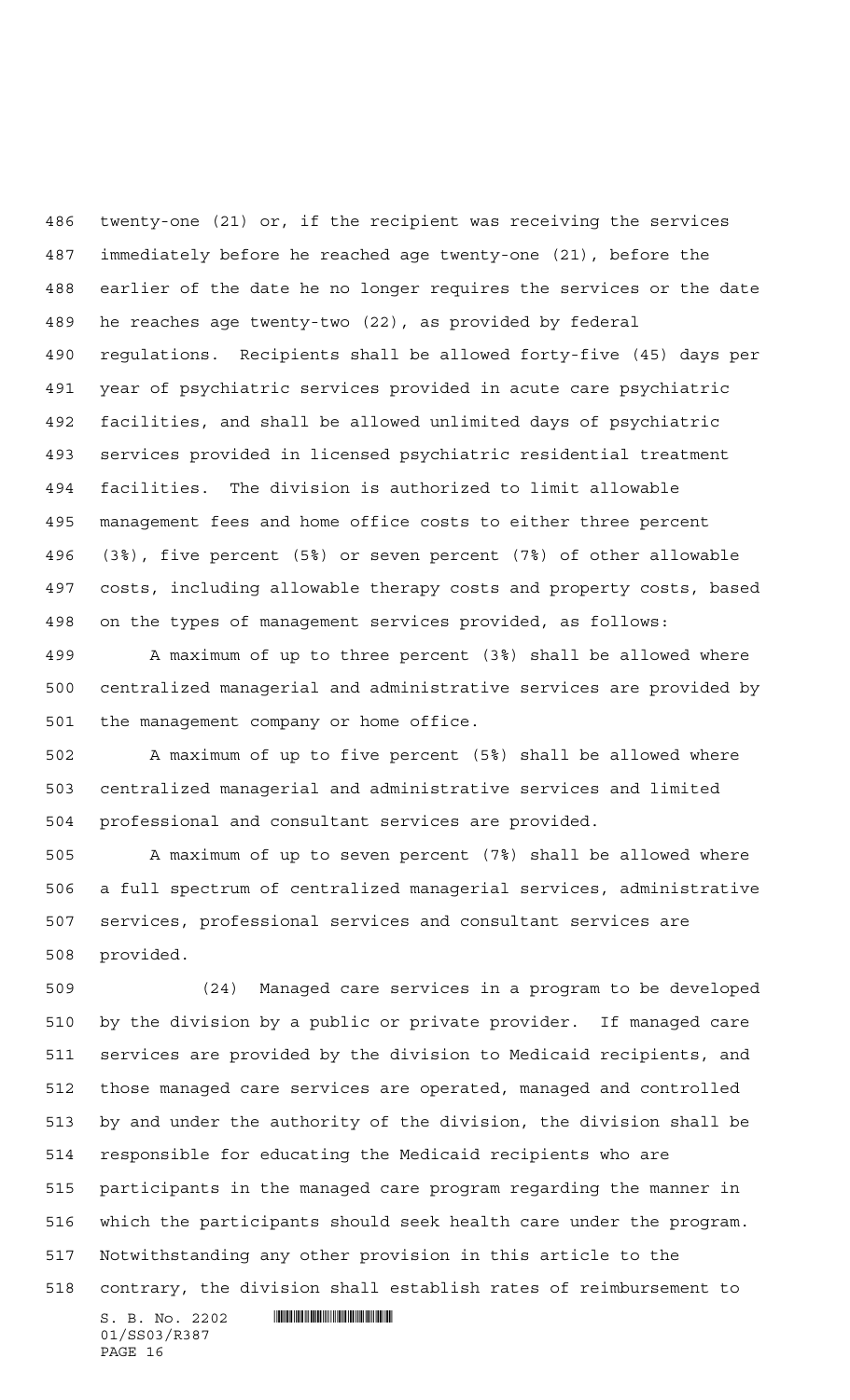twenty-one (21) or, if the recipient was receiving the services immediately before he reached age twenty-one (21), before the earlier of the date he no longer requires the services or the date he reaches age twenty-two (22), as provided by federal regulations. Recipients shall be allowed forty-five (45) days per year of psychiatric services provided in acute care psychiatric facilities, and shall be allowed unlimited days of psychiatric services provided in licensed psychiatric residential treatment facilities. The division is authorized to limit allowable management fees and home office costs to either three percent (3%), five percent (5%) or seven percent (7%) of other allowable costs, including allowable therapy costs and property costs, based on the types of management services provided, as follows:

A maximum of up to three percent (3%) shall be allowed where centralized managerial and administrative services are provided by the management company or home office.

A maximum of up to five percent (5%) shall be allowed where centralized managerial and administrative services and limited professional and consultant services are provided.

A maximum of up to seven percent (7%) shall be allowed where a full spectrum of centralized managerial services, administrative services, professional services and consultant services are provided.

(24) Managed care services in a program to be developed by the division by a public or private provider. If managed care services are provided by the division to Medicaid recipients, and those managed care services are operated, managed and controlled by and under the authority of the division, the division shall be responsible for educating the Medicaid recipients who are participants in the managed care program regarding the manner in which the participants should seek health care under the program. Notwithstanding any other provision in this article to the contrary, the division shall establish rates of reimbursement to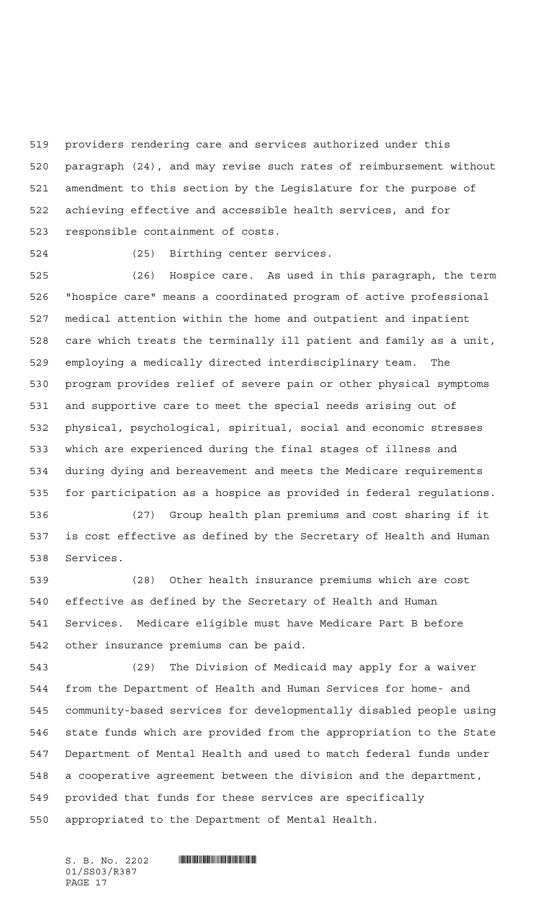providers rendering care and services authorized under this paragraph (24), and may revise such rates of reimbursement without amendment to this section by the Legislature for the purpose of achieving effective and accessible health services, and for responsible containment of costs.

(25) Birthing center services.

(26) Hospice care. As used in this paragraph, the term "hospice care" means a coordinated program of active professional medical attention within the home and outpatient and inpatient care which treats the terminally ill patient and family as a unit, employing a medically directed interdisciplinary team. The program provides relief of severe pain or other physical symptoms and supportive care to meet the special needs arising out of physical, psychological, spiritual, social and economic stresses which are experienced during the final stages of illness and during dying and bereavement and meets the Medicare requirements for participation as a hospice as provided in federal regulations.

(27) Group health plan premiums and cost sharing if it is cost effective as defined by the Secretary of Health and Human Services.

(28) Other health insurance premiums which are cost effective as defined by the Secretary of Health and Human Services. Medicare eligible must have Medicare Part B before other insurance premiums can be paid.

(29) The Division of Medicaid may apply for a waiver from the Department of Health and Human Services for home- and community-based services for developmentally disabled people using state funds which are provided from the appropriation to the State Department of Mental Health and used to match federal funds under a cooperative agreement between the division and the department, provided that funds for these services are specifically appropriated to the Department of Mental Health.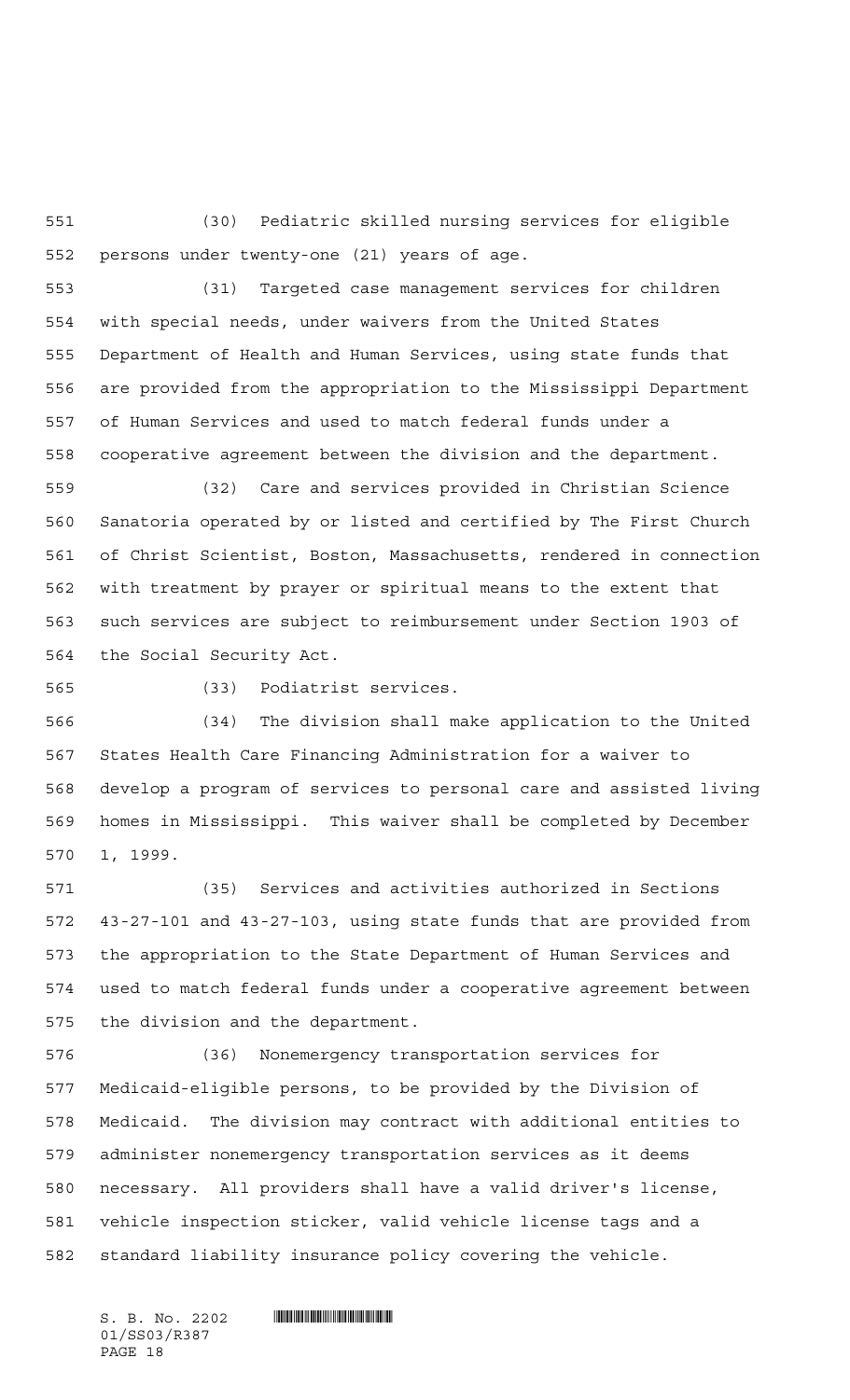(30) Pediatric skilled nursing services for eligible persons under twenty-one (21) years of age.

(31) Targeted case management services for children with special needs, under waivers from the United States Department of Health and Human Services, using state funds that are provided from the appropriation to the Mississippi Department of Human Services and used to match federal funds under a cooperative agreement between the division and the department.

(32) Care and services provided in Christian Science Sanatoria operated by or listed and certified by The First Church of Christ Scientist, Boston, Massachusetts, rendered in connection with treatment by prayer or spiritual means to the extent that such services are subject to reimbursement under Section 1903 of the Social Security Act.

(33) Podiatrist services.

(34) The division shall make application to the United States Health Care Financing Administration for a waiver to develop a program of services to personal care and assisted living homes in Mississippi. This waiver shall be completed by December 1, 1999.

(35) Services and activities authorized in Sections 43-27-101 and 43-27-103, using state funds that are provided from the appropriation to the State Department of Human Services and used to match federal funds under a cooperative agreement between the division and the department.

(36) Nonemergency transportation services for Medicaid-eligible persons, to be provided by the Division of Medicaid. The division may contract with additional entities to administer nonemergency transportation services as it deems necessary. All providers shall have a valid driver's license, vehicle inspection sticker, valid vehicle license tags and a standard liability insurance policy covering the vehicle.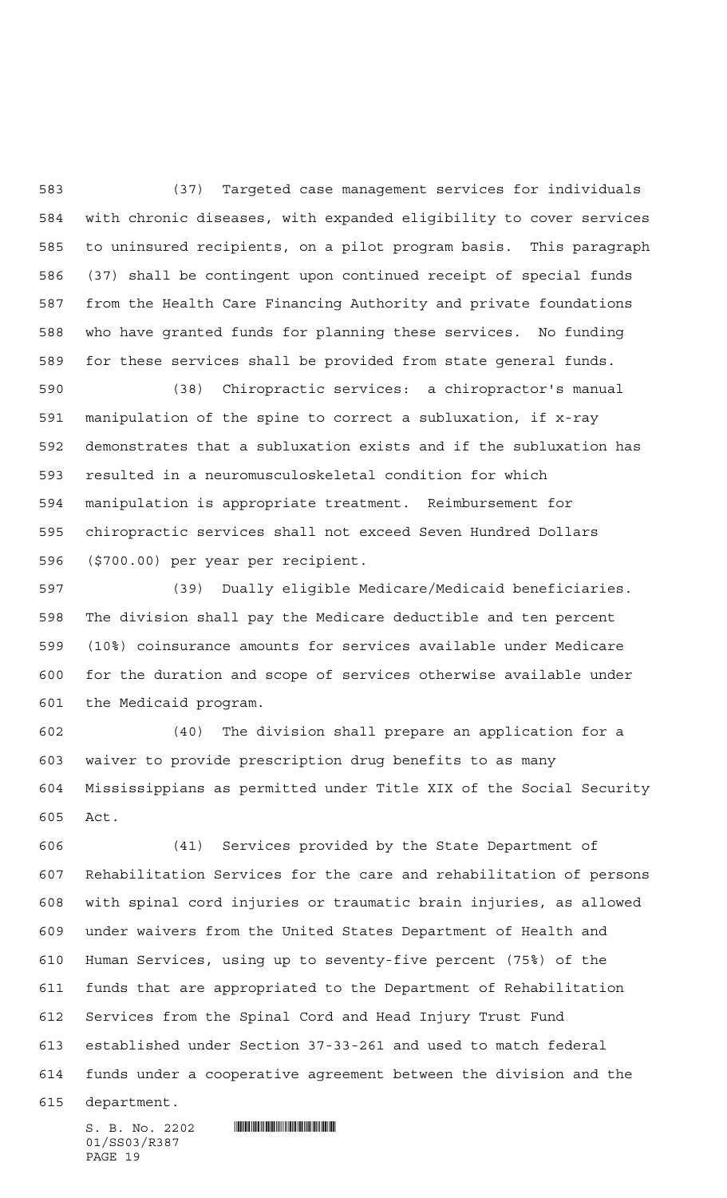(37) Targeted case management services for individuals with chronic diseases, with expanded eligibility to cover services to uninsured recipients, on a pilot program basis. This paragraph (37) shall be contingent upon continued receipt of special funds from the Health Care Financing Authority and private foundations who have granted funds for planning these services. No funding for these services shall be provided from state general funds.

(38) Chiropractic services: a chiropractor's manual manipulation of the spine to correct a subluxation, if x-ray demonstrates that a subluxation exists and if the subluxation has resulted in a neuromusculoskeletal condition for which manipulation is appropriate treatment. Reimbursement for chiropractic services shall not exceed Seven Hundred Dollars ($700.00) per year per recipient.

(39) Dually eligible Medicare/Medicaid beneficiaries. The division shall pay the Medicare deductible and ten percent (10%) coinsurance amounts for services available under Medicare for the duration and scope of services otherwise available under the Medicaid program.

(40) The division shall prepare an application for a waiver to provide prescription drug benefits to as many Mississippians as permitted under Title XIX of the Social Security Act.

(41) Services provided by the State Department of Rehabilitation Services for the care and rehabilitation of persons with spinal cord injuries or traumatic brain injuries, as allowed under waivers from the United States Department of Health and Human Services, using up to seventy-five percent (75%) of the funds that are appropriated to the Department of Rehabilitation Services from the Spinal Cord and Head Injury Trust Fund established under Section 37-33-261 and used to match federal funds under a cooperative agreement between the division and the department.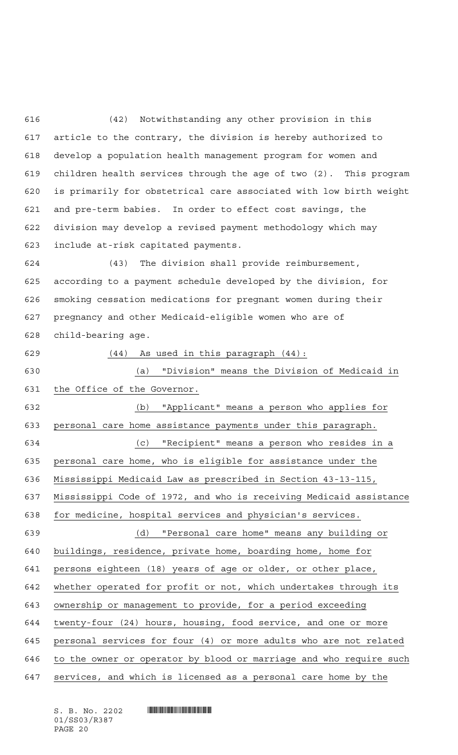(42) Notwithstanding any other provision in this article to the contrary, the division is hereby authorized to develop a population health management program for women and children health services through the age of two (2). This program is primarily for obstetrical care associated with low birth weight and pre-term babies. In order to effect cost savings, the division may develop a revised payment methodology which may include at-risk capitated payments.

(43) The division shall provide reimbursement, according to a payment schedule developed by the division, for smoking cessation medications for pregnant women during their pregnancy and other Medicaid-eligible women who are of child-bearing age.

<u>(44) As used in this paragraph (44):</u>

<u>(a) "Division" means the Division of Medicaid in the Office of the Governor.</u>

<u>(b) "Applicant" means a person who applies for personal care home assistance payments under this paragraph.</u>

<u>(c) "Recipient" means a person who resides in a personal care home, who is eligible for assistance under the Mississippi Medicaid Law as prescribed in Section 43-13-115, Mississippi Code of 1972, and who is receiving Medicaid assistance for medicine, hospital services and physician's services.</u>

<u>(d) "Personal care home" means any building or buildings, residence, private home, boarding home, home for persons eighteen (18) years of age or older, or other place, whether operated for profit or not, which undertakes through its ownership or management to provide, for a period exceeding twenty-four (24) hours, housing, food service, and one or more personal services for four (4) or more adults who are not related to the owner or operator by blood or marriage and who require such services, and which is licensed as a personal care home by the</u>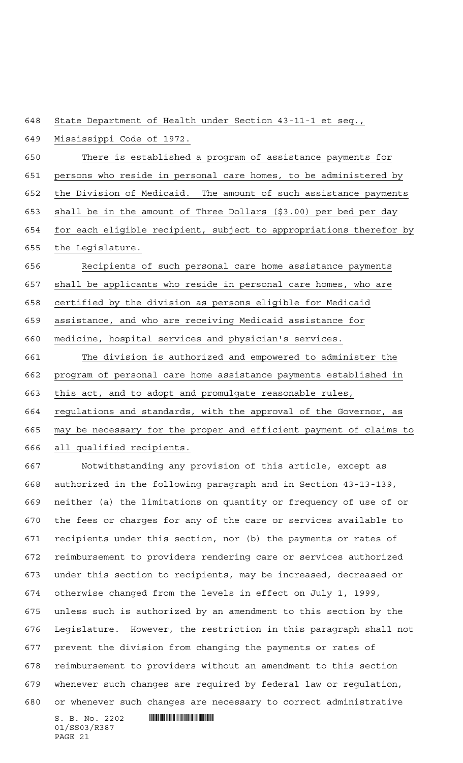State Department of Health under Section 43-11-1 et seq., Mississippi Code of 1972.

There is established a program of assistance payments for persons who reside in personal care homes, to be administered by the Division of Medicaid. The amount of such assistance payments shall be in the amount of Three Dollars ($3.00) per bed per day for each eligible recipient, subject to appropriations therefor by the Legislature.

Recipients of such personal care home assistance payments shall be applicants who reside in personal care homes, who are certified by the division as persons eligible for Medicaid assistance, and who are receiving Medicaid assistance for medicine, hospital services and physician's services.

The division is authorized and empowered to administer the program of personal care home assistance payments established in this act, and to adopt and promulgate reasonable rules, regulations and standards, with the approval of the Governor, as may be necessary for the proper and efficient payment of claims to all qualified recipients.

Notwithstanding any provision of this article, except as authorized in the following paragraph and in Section 43-13-139, neither (a) the limitations on quantity or frequency of use of or the fees or charges for any of the care or services available to recipients under this section, nor (b) the payments or rates of reimbursement to providers rendering care or services authorized under this section to recipients, may be increased, decreased or otherwise changed from the levels in effect on July 1, 1999, unless such is authorized by an amendment to this section by the Legislature. However, the restriction in this paragraph shall not prevent the division from changing the payments or rates of reimbursement to providers without an amendment to this section whenever such changes are required by federal law or regulation, or whenever such changes are necessary to correct administrative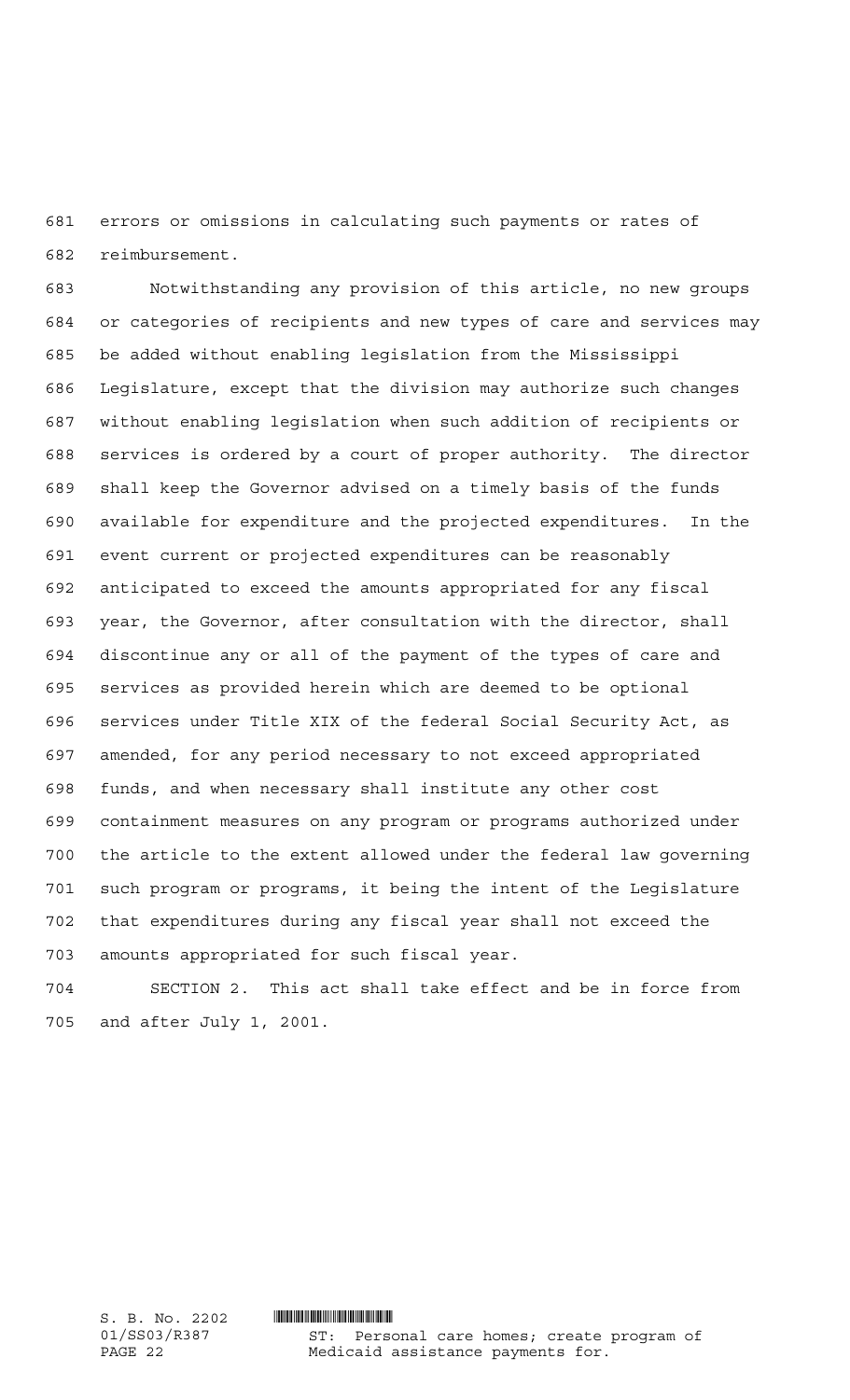errors or omissions in calculating such payments or rates of reimbursement.

Notwithstanding any provision of this article, no new groups or categories of recipients and new types of care and services may be added without enabling legislation from the Mississippi Legislature, except that the division may authorize such changes without enabling legislation when such addition of recipients or services is ordered by a court of proper authority. The director shall keep the Governor advised on a timely basis of the funds available for expenditure and the projected expenditures. In the event current or projected expenditures can be reasonably anticipated to exceed the amounts appropriated for any fiscal year, the Governor, after consultation with the director, shall discontinue any or all of the payment of the types of care and services as provided herein which are deemed to be optional services under Title XIX of the federal Social Security Act, as amended, for any period necessary to not exceed appropriated funds, and when necessary shall institute any other cost containment measures on any program or programs authorized under the article to the extent allowed under the federal law governing such program or programs, it being the intent of the Legislature that expenditures during any fiscal year shall not exceed the amounts appropriated for such fiscal year.

SECTION 2. This act shall take effect and be in force from and after July 1, 2001.